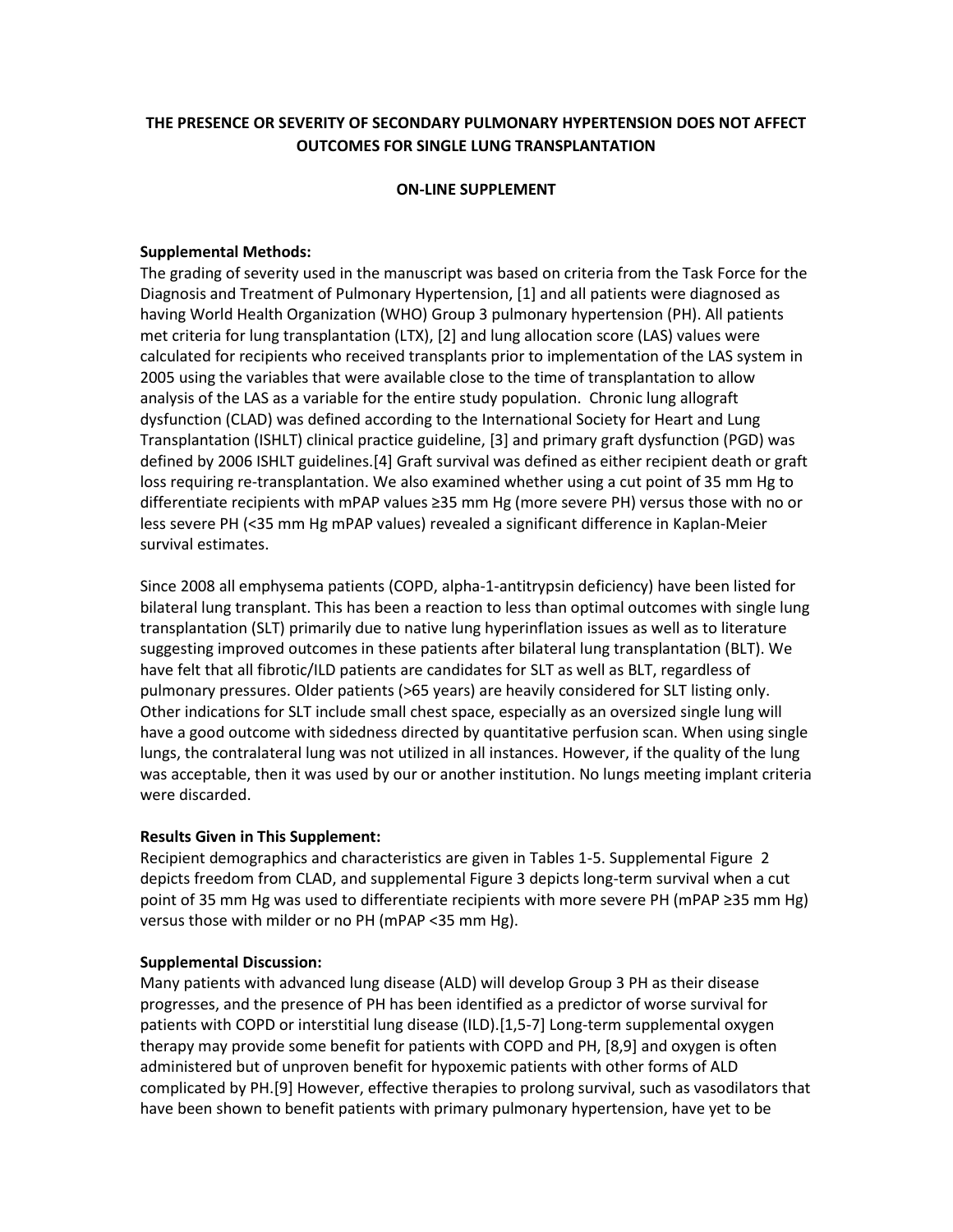# THE PRESENCE OR SEVERITY OF SECONDARY PULMONARY HYPERTENSION DOES NOT AFFECT OUTCOMES FOR SINGLE LUNG TRANSPLANTATION

## ON-LINE SUPPLEMENT

### Supplemental Methods:

The grading of severity used in the manuscript was based on criteria from the Task Force for the Diagnosis and Treatment of Pulmonary Hypertension, [1] and all patients were diagnosed as having World Health Organization (WHO) Group 3 pulmonary hypertension (PH). All patients met criteria for lung transplantation (LTX), [2] and lung allocation score (LAS) values were calculated for recipients who received transplants prior to implementation of the LAS system in 2005 using the variables that were available close to the time of transplantation to allow analysis of the LAS as a variable for the entire study population. Chronic lung allograft dysfunction (CLAD) was defined according to the International Society for Heart and Lung Transplantation (ISHLT) clinical practice guideline, [3] and primary graft dysfunction (PGD) was defined by 2006 ISHLT guidelines.[4] Graft survival was defined as either recipient death or graft loss requiring re-transplantation. We also examined whether using a cut point of 35 mm Hg to differentiate recipients with mPAP values ≥35 mm Hg (more severe PH) versus those with no or less severe PH (<35 mm Hg mPAP values) revealed a significant difference in Kaplan-Meier survival estimates.

Since 2008 all emphysema patients (COPD, alpha-1-antitrypsin deficiency) have been listed for bilateral lung transplant. This has been a reaction to less than optimal outcomes with single lung transplantation (SLT) primarily due to native lung hyperinflation issues as well as to literature suggesting improved outcomes in these patients after bilateral lung transplantation (BLT). We have felt that all fibrotic/ILD patients are candidates for SLT as well as BLT, regardless of pulmonary pressures. Older patients (>65 years) are heavily considered for SLT listing only. Other indications for SLT include small chest space, especially as an oversized single lung will have a good outcome with sidedness directed by quantitative perfusion scan. When using single lungs, the contralateral lung was not utilized in all instances. However, if the quality of the lung was acceptable, then it was used by our or another institution. No lungs meeting implant criteria were discarded.

### Results Given in This Supplement:

Recipient demographics and characteristics are given in Tables 1-5. Supplemental Figure 2 depicts freedom from CLAD, and supplemental Figure 3 depicts long-term survival when a cut point of 35 mm Hg was used to differentiate recipients with more severe PH (mPAP ≥35 mm Hg) versus those with milder or no PH (mPAP <35 mm Hg).

### Supplemental Discussion:

Many patients with advanced lung disease (ALD) will develop Group 3 PH as their disease progresses, and the presence of PH has been identified as a predictor of worse survival for patients with COPD or interstitial lung disease (ILD).[1,5-7] Long-term supplemental oxygen therapy may provide some benefit for patients with COPD and PH, [8,9] and oxygen is often administered but of unproven benefit for hypoxemic patients with other forms of ALD complicated by PH.[9] However, effective therapies to prolong survival, such as vasodilators that have been shown to benefit patients with primary pulmonary hypertension, have yet to be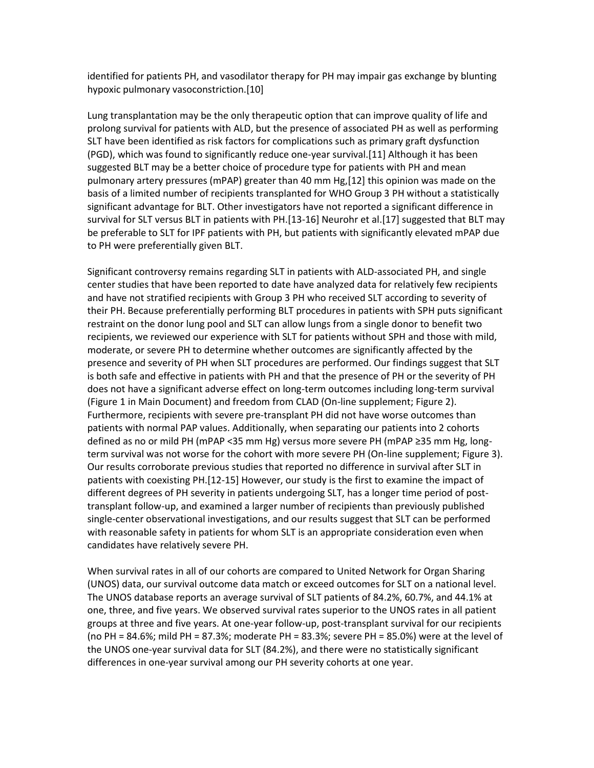identified for patients PH, and vasodilator therapy for PH may impair gas exchange by blunting hypoxic pulmonary vasoconstriction.[10]

Lung transplantation may be the only therapeutic option that can improve quality of life and prolong survival for patients with ALD, but the presence of associated PH as well as performing SLT have been identified as risk factors for complications such as primary graft dysfunction (PGD), which was found to significantly reduce one-year survival.[11] Although it has been suggested BLT may be a better choice of procedure type for patients with PH and mean pulmonary artery pressures (mPAP) greater than 40 mm Hg,[12] this opinion was made on the basis of a limited number of recipients transplanted for WHO Group 3 PH without a statistically significant advantage for BLT. Other investigators have not reported a significant difference in survival for SLT versus BLT in patients with PH.[13-16] Neurohr et al.[17] suggested that BLT may be preferable to SLT for IPF patients with PH, but patients with significantly elevated mPAP due to PH were preferentially given BLT.

Significant controversy remains regarding SLT in patients with ALD-associated PH, and single center studies that have been reported to date have analyzed data for relatively few recipients and have not stratified recipients with Group 3 PH who received SLT according to severity of their PH. Because preferentially performing BLT procedures in patients with SPH puts significant restraint on the donor lung pool and SLT can allow lungs from a single donor to benefit two recipients, we reviewed our experience with SLT for patients without SPH and those with mild, moderate, or severe PH to determine whether outcomes are significantly affected by the presence and severity of PH when SLT procedures are performed. Our findings suggest that SLT is both safe and effective in patients with PH and that the presence of PH or the severity of PH does not have a significant adverse effect on long-term outcomes including long-term survival (Figure 1 in Main Document) and freedom from CLAD (On-line supplement; Figure 2). Furthermore, recipients with severe pre-transplant PH did not have worse outcomes than patients with normal PAP values. Additionally, when separating our patients into 2 cohorts defined as no or mild PH (mPAP <35 mm Hg) versus more severe PH (mPAP ≥35 mm Hg, long-term survival was not worse for the cohort with more severe PH (On-line supplement; Figure 3). Our results corroborate previous studies that reported no difference in survival after SLT in patients with coexisting PH.[12-15] However, our study is the first to examine the impact of different degrees of PH severity in patients undergoing SLT, has a longer time period of post-transplant follow-up, and examined a larger number of recipients than previously published single-center observational investigations, and our results suggest that SLT can be performed with reasonable safety in patients for whom SLT is an appropriate consideration even when candidates have relatively severe PH.

When survival rates in all of our cohorts are compared to United Network for Organ Sharing (UNOS) data, our survival outcome data match or exceed outcomes for SLT on a national level. The UNOS database reports an average survival of SLT patients of 84.2%, 60.7%, and 44.1% at one, three, and five years. We observed survival rates superior to the UNOS rates in all patient groups at three and five years. At one-year follow-up, post-transplant survival for our recipients (no PH = 84.6%; mild PH = 87.3%; moderate PH = 83.3%; severe PH = 85.0%) were at the level of the UNOS one-year survival data for SLT (84.2%), and there were no statistically significant differences in one-year survival among our PH severity cohorts at one year.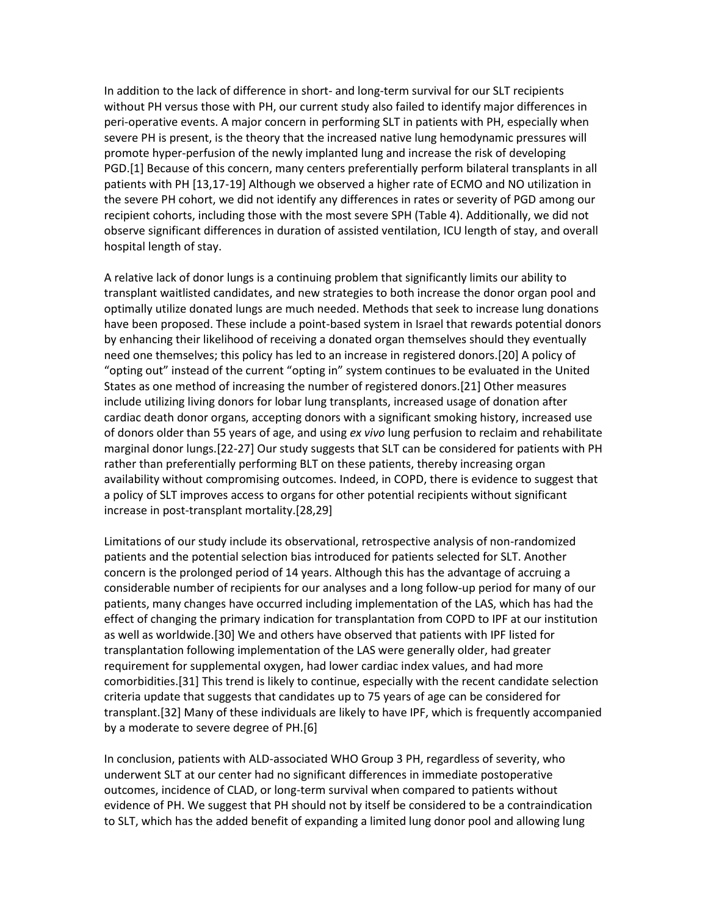In addition to the lack of difference in short- and long-term survival for our SLT recipients without PH versus those with PH, our current study also failed to identify major differences in peri-operative events. A major concern in performing SLT in patients with PH, especially when severe PH is present, is the theory that the increased native lung hemodynamic pressures will promote hyper-perfusion of the newly implanted lung and increase the risk of developing PGD.[1] Because of this concern, many centers preferentially perform bilateral transplants in all patients with PH [13,17-19] Although we observed a higher rate of ECMO and NO utilization in the severe PH cohort, we did not identify any differences in rates or severity of PGD among our recipient cohorts, including those with the most severe SPH (Table 4). Additionally, we did not observe significant differences in duration of assisted ventilation, ICU length of stay, and overall hospital length of stay.

A relative lack of donor lungs is a continuing problem that significantly limits our ability to transplant waitlisted candidates, and new strategies to both increase the donor organ pool and optimally utilize donated lungs are much needed. Methods that seek to increase lung donations have been proposed. These include a point-based system in Israel that rewards potential donors by enhancing their likelihood of receiving a donated organ themselves should they eventually need one themselves; this policy has led to an increase in registered donors.[20] A policy of "opting out" instead of the current "opting in" system continues to be evaluated in the United States as one method of increasing the number of registered donors.[21] Other measures include utilizing living donors for lobar lung transplants, increased usage of donation after cardiac death donor organs, accepting donors with a significant smoking history, increased use of donors older than 55 years of age, and using *ex vivo* lung perfusion to reclaim and rehabilitate marginal donor lungs.[22-27] Our study suggests that SLT can be considered for patients with PH rather than preferentially performing BLT on these patients, thereby increasing organ availability without compromising outcomes. Indeed, in COPD, there is evidence to suggest that a policy of SLT improves access to organs for other potential recipients without significant increase in post-transplant mortality.[28,29]

Limitations of our study include its observational, retrospective analysis of non-randomized patients and the potential selection bias introduced for patients selected for SLT. Another concern is the prolonged period of 14 years. Although this has the advantage of accruing a considerable number of recipients for our analyses and a long follow-up period for many of our patients, many changes have occurred including implementation of the LAS, which has had the effect of changing the primary indication for transplantation from COPD to IPF at our institution as well as worldwide.[30] We and others have observed that patients with IPF listed for transplantation following implementation of the LAS were generally older, had greater requirement for supplemental oxygen, had lower cardiac index values, and had more comorbidities.[31] This trend is likely to continue, especially with the recent candidate selection criteria update that suggests that candidates up to 75 years of age can be considered for transplant.[32] Many of these individuals are likely to have IPF, which is frequently accompanied by a moderate to severe degree of PH.[6]

In conclusion, patients with ALD-associated WHO Group 3 PH, regardless of severity, who underwent SLT at our center had no significant differences in immediate postoperative outcomes, incidence of CLAD, or long-term survival when compared to patients without evidence of PH. We suggest that PH should not by itself be considered to be a contraindication to SLT, which has the added benefit of expanding a limited lung donor pool and allowing lung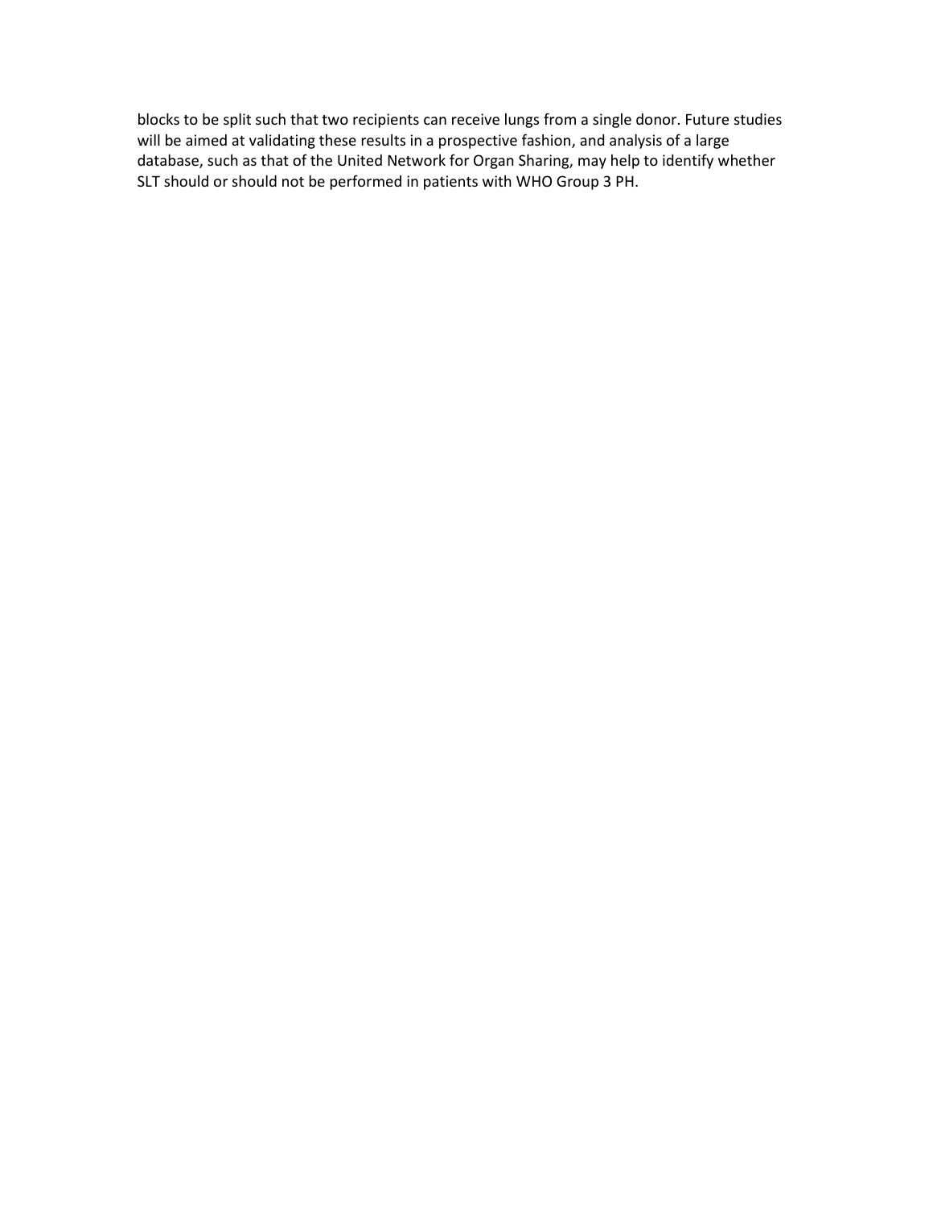blocks to be split such that two recipients can receive lungs from a single donor. Future studies will be aimed at validating these results in a prospective fashion, and analysis of a large database, such as that of the United Network for Organ Sharing, may help to identify whether SLT should or should not be performed in patients with WHO Group 3 PH.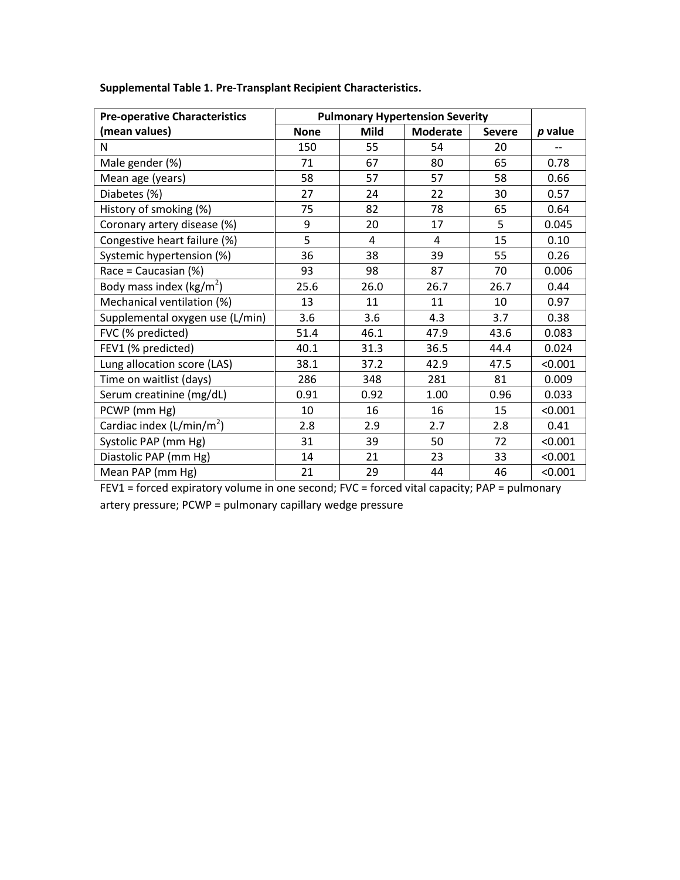**Supplemental Table 1. Pre-Transplant Recipient Characteristics.**

| Pre-operative Characteristics (mean values) | Pulmonary Hypertension Severity | | | | *p* value |
|---|---|---|---|---|---|
| | None | Mild | Moderate | Severe | |
| N | 150 | 55 | 54 | 20 | -- |
| Male gender (%) | 71 | 67 | 80 | 65 | 0.78 |
| Mean age (years) | 58 | 57 | 57 | 58 | 0.66 |
| Diabetes (%) | 27 | 24 | 22 | 30 | 0.57 |
| History of smoking (%) | 75 | 82 | 78 | 65 | 0.64 |
| Coronary artery disease (%) | 9 | 20 | 17 | 5 | 0.045 |
| Congestive heart failure (%) | 5 | 4 | 4 | 15 | 0.10 |
| Systemic hypertension (%) | 36 | 38 | 39 | 55 | 0.26 |
| Race = Caucasian (%) | 93 | 98 | 87 | 70 | 0.006 |
| Body mass index (kg/m$^2$) | 25.6 | 26.0 | 26.7 | 26.7 | 0.44 |
| Mechanical ventilation (%) | 13 | 11 | 11 | 10 | 0.97 |
| Supplemental oxygen use (L/min) | 3.6 | 3.6 | 4.3 | 3.7 | 0.38 |
| FVC (% predicted) | 51.4 | 46.1 | 47.9 | 43.6 | 0.083 |
| FEV1 (% predicted) | 40.1 | 31.3 | 36.5 | 44.4 | 0.024 |
| Lung allocation score (LAS) | 38.1 | 37.2 | 42.9 | 47.5 | <0.001 |
| Time on waitlist (days) | 286 | 348 | 281 | 81 | 0.009 |
| Serum creatinine (mg/dL) | 0.91 | 0.92 | 1.00 | 0.96 | 0.033 |
| PCWP (mm Hg) | 10 | 16 | 16 | 15 | <0.001 |
| Cardiac index (L/min/m$^2$) | 2.8 | 2.9 | 2.7 | 2.8 | 0.41 |
| Systolic PAP (mm Hg) | 31 | 39 | 50 | 72 | <0.001 |
| Diastolic PAP (mm Hg) | 14 | 21 | 23 | 33 | <0.001 |
| Mean PAP (mm Hg) | 21 | 29 | 44 | 46 | <0.001 |

FEV1 = forced expiratory volume in one second; FVC = forced vital capacity; PAP = pulmonary artery pressure; PCWP = pulmonary capillary wedge pressure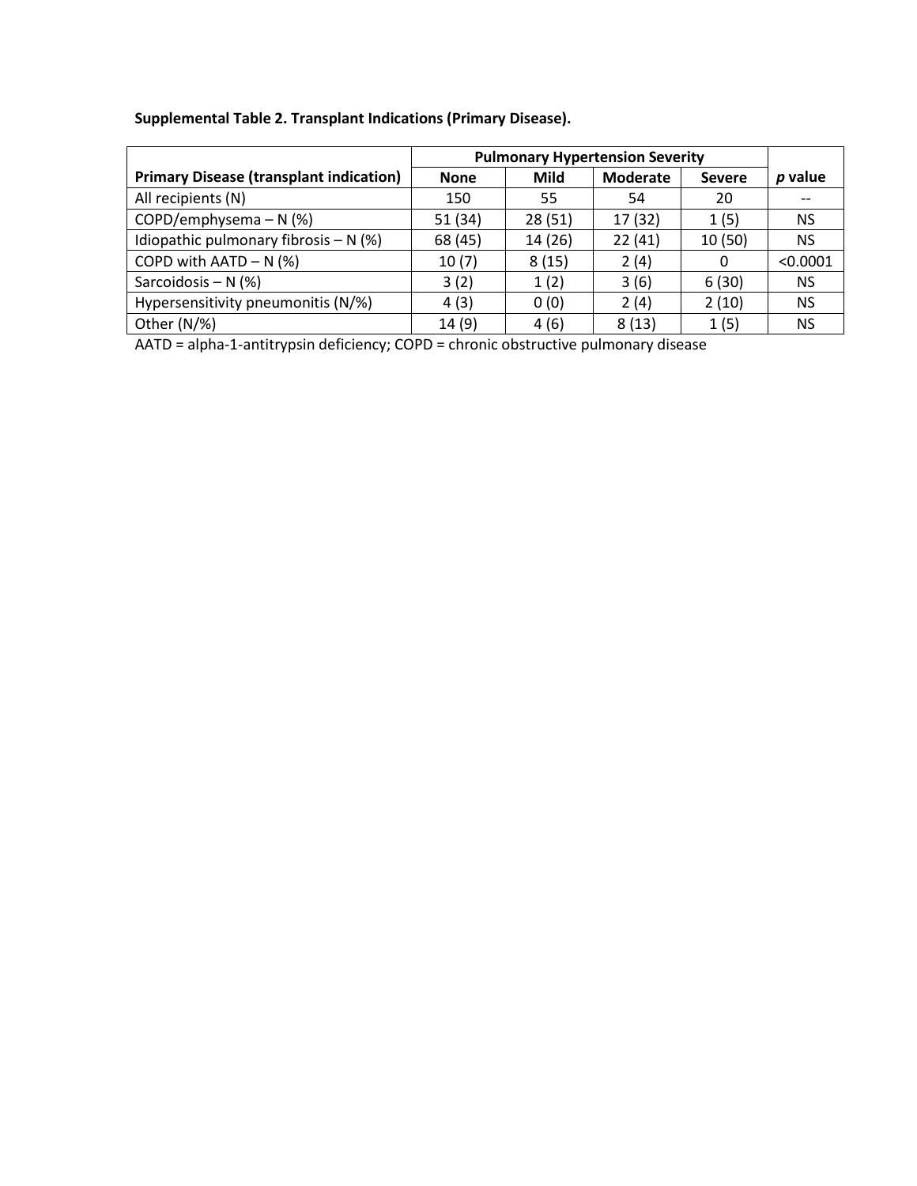**Supplemental Table 2. Transplant Indications (Primary Disease).**

| Primary Disease (transplant indication) | Pulmonary Hypertension Severity | | | | *p* value |
|---|---|---|---|---|---|
| | None | Mild | Moderate | Severe | |
| All recipients (N) | 150 | 55 | 54 | 20 | -- |
| COPD/emphysema – N (%) | 51 (34) | 28 (51) | 17 (32) | 1 (5) | NS |
| Idiopathic pulmonary fibrosis – N (%) | 68 (45) | 14 (26) | 22 (41) | 10 (50) | NS |
| COPD with AATD – N (%) | 10 (7) | 8 (15) | 2 (4) | 0 | <0.0001 |
| Sarcoidosis – N (%) | 3 (2) | 1 (2) | 3 (6) | 6 (30) | NS |
| Hypersensitivity pneumonitis (N/%) | 4 (3) | 0 (0) | 2 (4) | 2 (10) | NS |
| Other (N/%) | 14 (9) | 4 (6) | 8 (13) | 1 (5) | NS |

AATD = alpha-1-antitrypsin deficiency; COPD = chronic obstructive pulmonary disease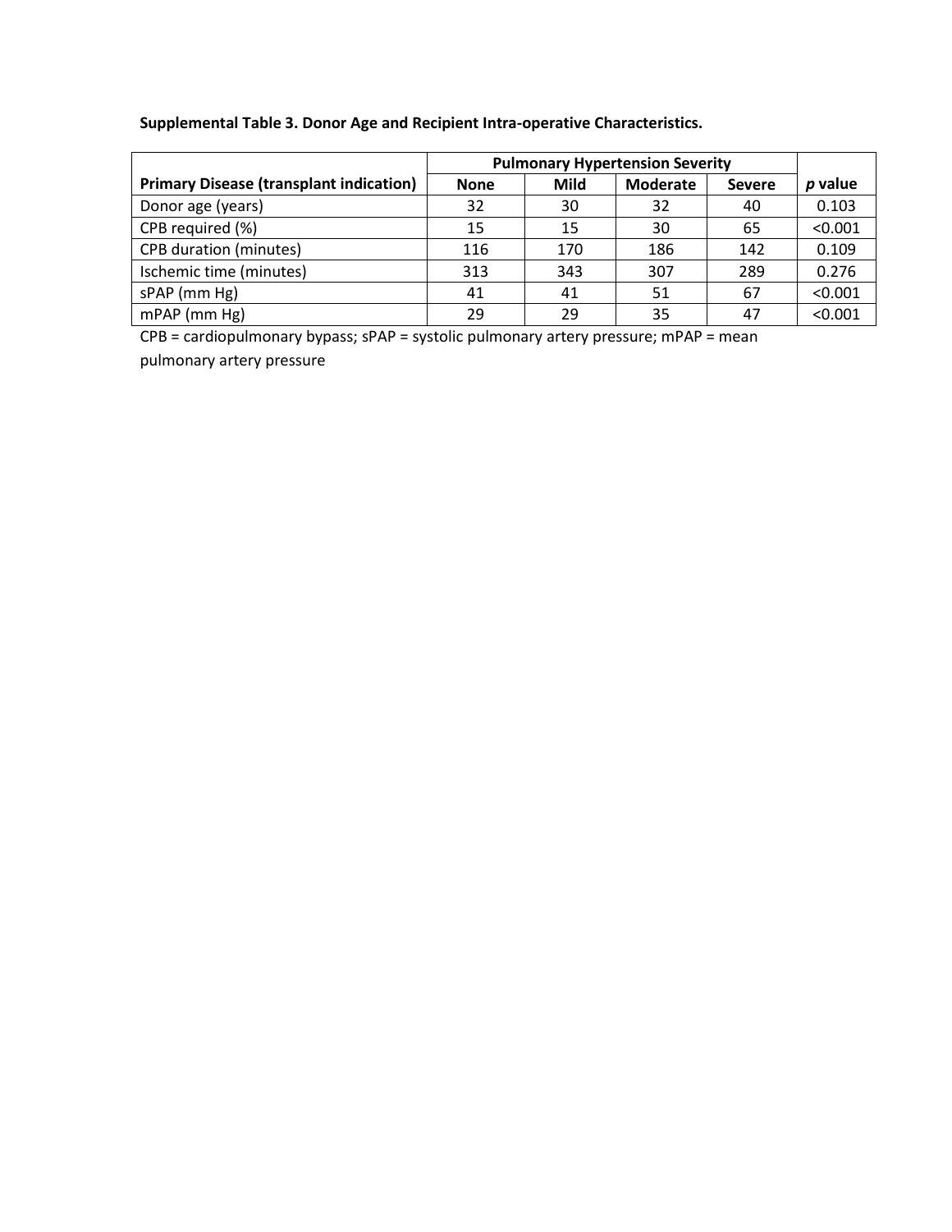**Supplemental Table 3. Donor Age and Recipient Intra-operative Characteristics.**

| | Pulmonary Hypertension Severity | | | | |
|---|---|---|---|---|---|
| **Primary Disease (transplant indication)** | **None** | **Mild** | **Moderate** | **Severe** | ***p* value** |
| Donor age (years) | 32 | 30 | 32 | 40 | 0.103 |
| CPB required (%) | 15 | 15 | 30 | 65 | <0.001 |
| CPB duration (minutes) | 116 | 170 | 186 | 142 | 0.109 |
| Ischemic time (minutes) | 313 | 343 | 307 | 289 | 0.276 |
| sPAP (mm Hg) | 41 | 41 | 51 | 67 | <0.001 |
| mPAP (mm Hg) | 29 | 29 | 35 | 47 | <0.001 |

CPB = cardiopulmonary bypass; sPAP = systolic pulmonary artery pressure; mPAP = mean pulmonary artery pressure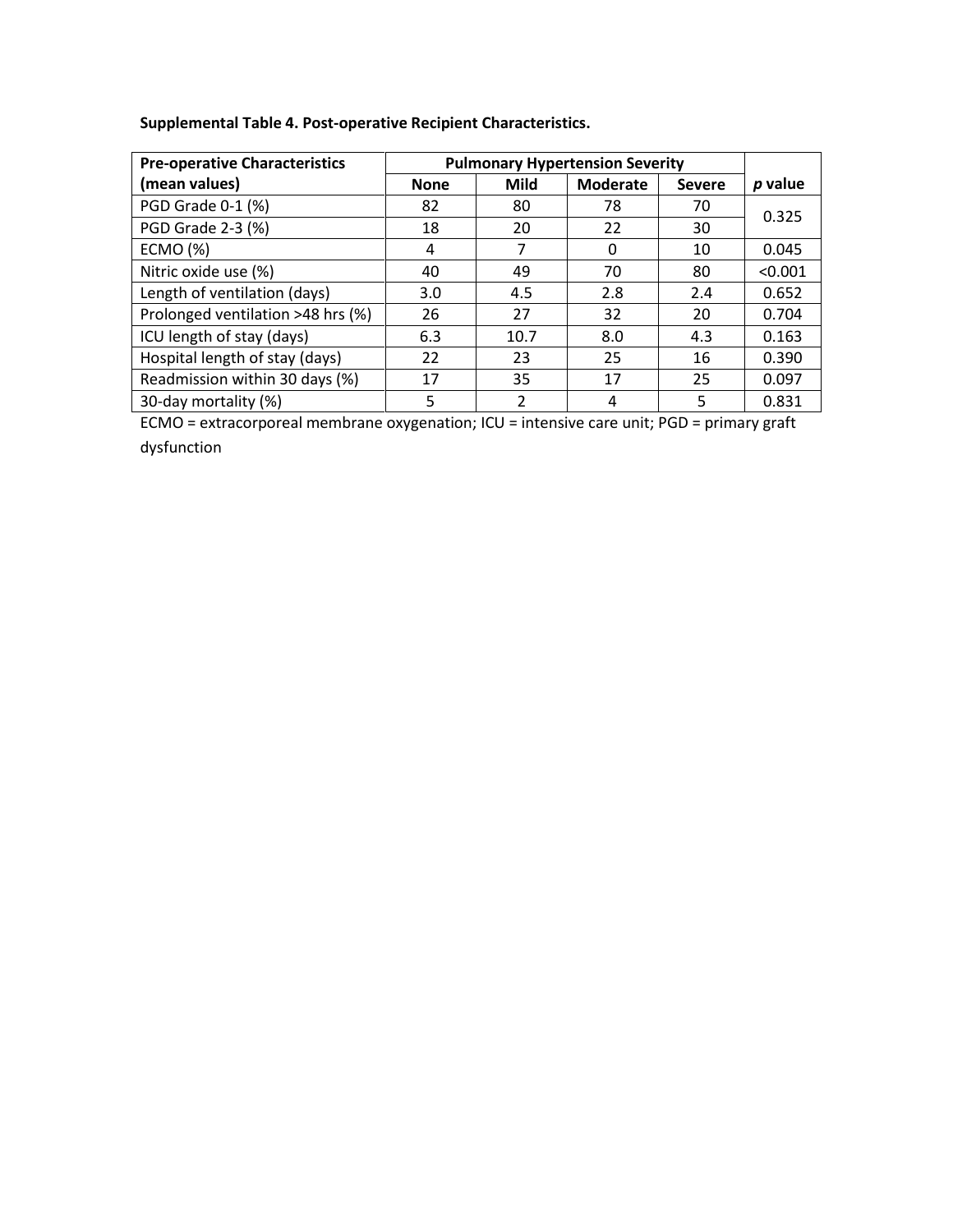**Supplemental Table 4. Post-operative Recipient Characteristics.**

| Pre-operative Characteristics (mean values) | Pulmonary Hypertension Severity | | | | *p* value |
|---|---|---|---|---|---|
| | None | Mild | Moderate | Severe | |
| PGD Grade 0-1 (%) | 82 | 80 | 78 | 70 | 0.325 |
| PGD Grade 2-3 (%) | 18 | 20 | 22 | 30 | |
| ECMO (%) | 4 | 7 | 0 | 10 | 0.045 |
| Nitric oxide use (%) | 40 | 49 | 70 | 80 | <0.001 |
| Length of ventilation (days) | 3.0 | 4.5 | 2.8 | 2.4 | 0.652 |
| Prolonged ventilation >48 hrs (%) | 26 | 27 | 32 | 20 | 0.704 |
| ICU length of stay (days) | 6.3 | 10.7 | 8.0 | 4.3 | 0.163 |
| Hospital length of stay (days) | 22 | 23 | 25 | 16 | 0.390 |
| Readmission within 30 days (%) | 17 | 35 | 17 | 25 | 0.097 |
| 30-day mortality (%) | 5 | 2 | 4 | 5 | 0.831 |

ECMO = extracorporeal membrane oxygenation; ICU = intensive care unit; PGD = primary graft dysfunction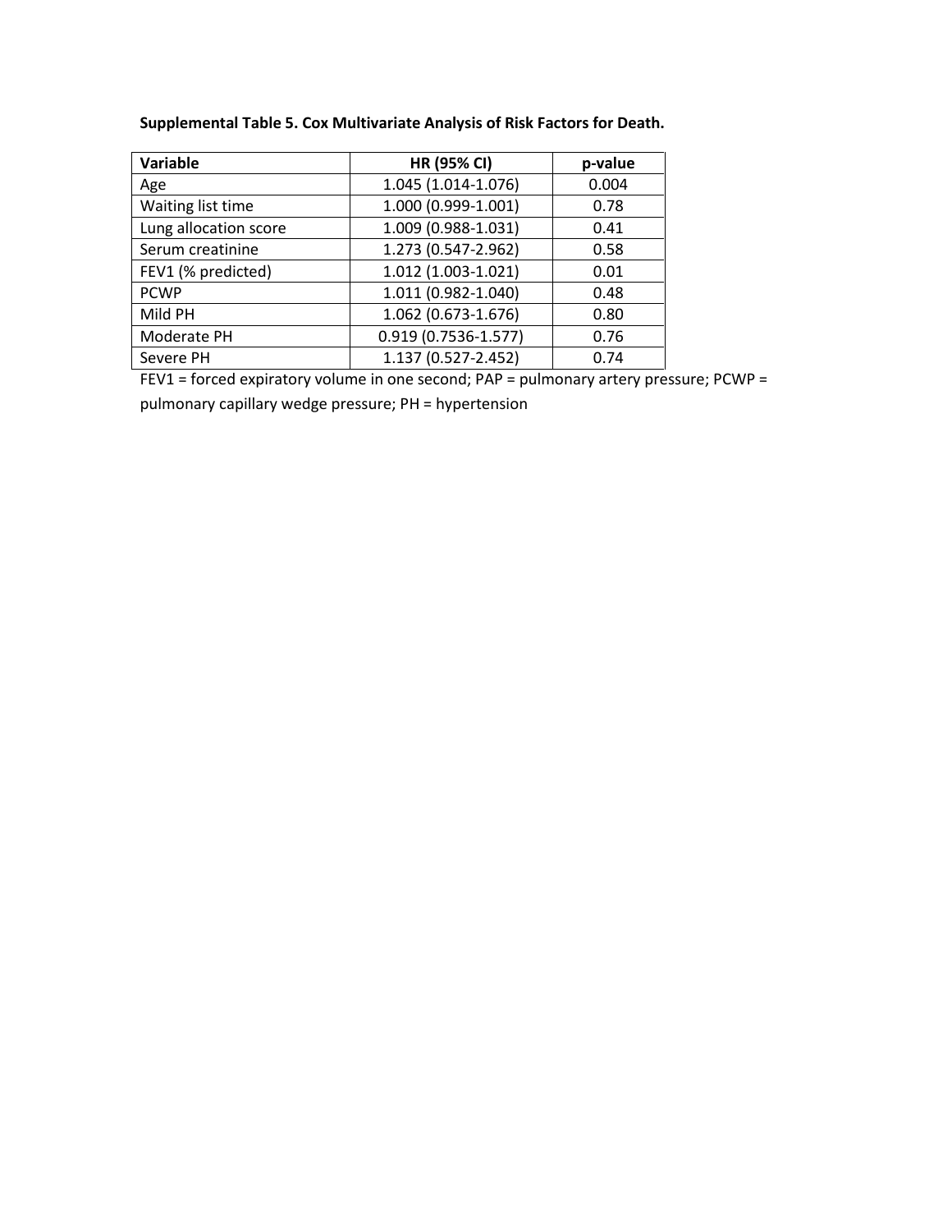**Supplemental Table 5. Cox Multivariate Analysis of Risk Factors for Death.**

| Variable | HR (95% CI) | p-value |
|---|---|---|
| Age | 1.045 (1.014-1.076) | 0.004 |
| Waiting list time | 1.000 (0.999-1.001) | 0.78 |
| Lung allocation score | 1.009 (0.988-1.031) | 0.41 |
| Serum creatinine | 1.273 (0.547-2.962) | 0.58 |
| FEV1 (% predicted) | 1.012 (1.003-1.021) | 0.01 |
| PCWP | 1.011 (0.982-1.040) | 0.48 |
| Mild PH | 1.062 (0.673-1.676) | 0.80 |
| Moderate PH | 0.919 (0.7536-1.577) | 0.76 |
| Severe PH | 1.137 (0.527-2.452) | 0.74 |

FEV1 = forced expiratory volume in one second; PAP = pulmonary artery pressure; PCWP = pulmonary capillary wedge pressure; PH = hypertension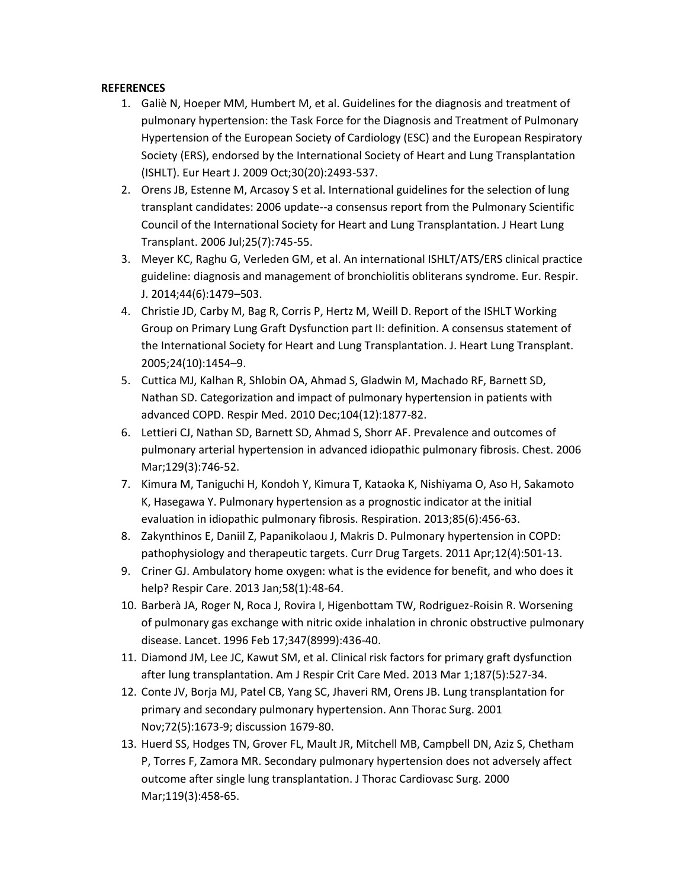**REFERENCES**

1. Galiè N, Hoeper MM, Humbert M, et al. Guidelines for the diagnosis and treatment of pulmonary hypertension: the Task Force for the Diagnosis and Treatment of Pulmonary Hypertension of the European Society of Cardiology (ESC) and the European Respiratory Society (ERS), endorsed by the International Society of Heart and Lung Transplantation (ISHLT). Eur Heart J. 2009 Oct;30(20):2493-537.
2. Orens JB, Estenne M, Arcasoy S et al. International guidelines for the selection of lung transplant candidates: 2006 update--a consensus report from the Pulmonary Scientific Council of the International Society for Heart and Lung Transplantation. J Heart Lung Transplant. 2006 Jul;25(7):745-55.
3. Meyer KC, Raghu G, Verleden GM, et al. An international ISHLT/ATS/ERS clinical practice guideline: diagnosis and management of bronchiolitis obliterans syndrome. Eur. Respir. J. 2014;44(6):1479–503.
4. Christie JD, Carby M, Bag R, Corris P, Hertz M, Weill D. Report of the ISHLT Working Group on Primary Lung Graft Dysfunction part II: definition. A consensus statement of the International Society for Heart and Lung Transplantation. J. Heart Lung Transplant. 2005;24(10):1454–9.
5. Cuttica MJ, Kalhan R, Shlobin OA, Ahmad S, Gladwin M, Machado RF, Barnett SD, Nathan SD. Categorization and impact of pulmonary hypertension in patients with advanced COPD. Respir Med. 2010 Dec;104(12):1877-82.
6. Lettieri CJ, Nathan SD, Barnett SD, Ahmad S, Shorr AF. Prevalence and outcomes of pulmonary arterial hypertension in advanced idiopathic pulmonary fibrosis. Chest. 2006 Mar;129(3):746-52.
7. Kimura M, Taniguchi H, Kondoh Y, Kimura T, Kataoka K, Nishiyama O, Aso H, Sakamoto K, Hasegawa Y. Pulmonary hypertension as a prognostic indicator at the initial evaluation in idiopathic pulmonary fibrosis. Respiration. 2013;85(6):456-63.
8. Zakynthinos E, Daniil Z, Papanikolaou J, Makris D. Pulmonary hypertension in COPD: pathophysiology and therapeutic targets. Curr Drug Targets. 2011 Apr;12(4):501-13.
9. Criner GJ. Ambulatory home oxygen: what is the evidence for benefit, and who does it help? Respir Care. 2013 Jan;58(1):48-64.
10. Barberà JA, Roger N, Roca J, Rovira I, Higenbottam TW, Rodriguez-Roisin R. Worsening of pulmonary gas exchange with nitric oxide inhalation in chronic obstructive pulmonary disease. Lancet. 1996 Feb 17;347(8999):436-40.
11. Diamond JM, Lee JC, Kawut SM, et al. Clinical risk factors for primary graft dysfunction after lung transplantation. Am J Respir Crit Care Med. 2013 Mar 1;187(5):527-34.
12. Conte JV, Borja MJ, Patel CB, Yang SC, Jhaveri RM, Orens JB. Lung transplantation for primary and secondary pulmonary hypertension. Ann Thorac Surg. 2001 Nov;72(5):1673-9; discussion 1679-80.
13. Huerd SS, Hodges TN, Grover FL, Mault JR, Mitchell MB, Campbell DN, Aziz S, Chetham P, Torres F, Zamora MR. Secondary pulmonary hypertension does not adversely affect outcome after single lung transplantation. J Thorac Cardiovasc Surg. 2000 Mar;119(3):458-65.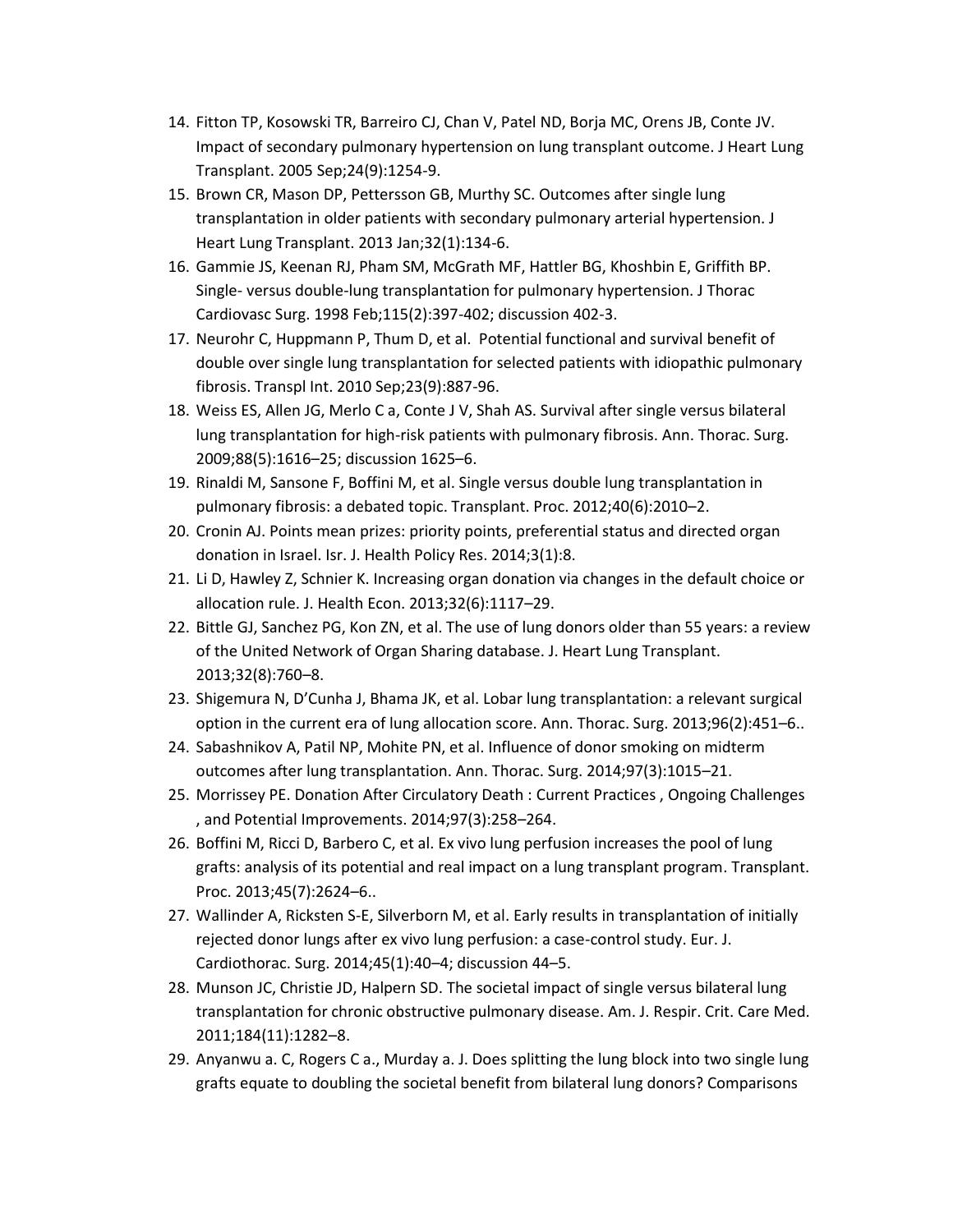14. Fitton TP, Kosowski TR, Barreiro CJ, Chan V, Patel ND, Borja MC, Orens JB, Conte JV. Impact of secondary pulmonary hypertension on lung transplant outcome. J Heart Lung Transplant. 2005 Sep;24(9):1254-9.
15. Brown CR, Mason DP, Pettersson GB, Murthy SC. Outcomes after single lung transplantation in older patients with secondary pulmonary arterial hypertension. J Heart Lung Transplant. 2013 Jan;32(1):134-6.
16. Gammie JS, Keenan RJ, Pham SM, McGrath MF, Hattler BG, Khoshbin E, Griffith BP. Single- versus double-lung transplantation for pulmonary hypertension. J Thorac Cardiovasc Surg. 1998 Feb;115(2):397-402; discussion 402-3.
17. Neurohr C, Huppmann P, Thum D, et al. Potential functional and survival benefit of double over single lung transplantation for selected patients with idiopathic pulmonary fibrosis. Transpl Int. 2010 Sep;23(9):887-96.
18. Weiss ES, Allen JG, Merlo C a, Conte J V, Shah AS. Survival after single versus bilateral lung transplantation for high-risk patients with pulmonary fibrosis. Ann. Thorac. Surg. 2009;88(5):1616–25; discussion 1625–6.
19. Rinaldi M, Sansone F, Boffini M, et al. Single versus double lung transplantation in pulmonary fibrosis: a debated topic. Transplant. Proc. 2012;40(6):2010–2.
20. Cronin AJ. Points mean prizes: priority points, preferential status and directed organ donation in Israel. Isr. J. Health Policy Res. 2014;3(1):8.
21. Li D, Hawley Z, Schnier K. Increasing organ donation via changes in the default choice or allocation rule. J. Health Econ. 2013;32(6):1117–29.
22. Bittle GJ, Sanchez PG, Kon ZN, et al. The use of lung donors older than 55 years: a review of the United Network of Organ Sharing database. J. Heart Lung Transplant. 2013;32(8):760–8.
23. Shigemura N, D'Cunha J, Bhama JK, et al. Lobar lung transplantation: a relevant surgical option in the current era of lung allocation score. Ann. Thorac. Surg. 2013;96(2):451–6..
24. Sabashnikov A, Patil NP, Mohite PN, et al. Influence of donor smoking on midterm outcomes after lung transplantation. Ann. Thorac. Surg. 2014;97(3):1015–21.
25. Morrissey PE. Donation After Circulatory Death : Current Practices , Ongoing Challenges , and Potential Improvements. 2014;97(3):258–264.
26. Boffini M, Ricci D, Barbero C, et al. Ex vivo lung perfusion increases the pool of lung grafts: analysis of its potential and real impact on a lung transplant program. Transplant. Proc. 2013;45(7):2624–6..
27. Wallinder A, Ricksten S-E, Silverborn M, et al. Early results in transplantation of initially rejected donor lungs after ex vivo lung perfusion: a case-control study. Eur. J. Cardiothorac. Surg. 2014;45(1):40–4; discussion 44–5.
28. Munson JC, Christie JD, Halpern SD. The societal impact of single versus bilateral lung transplantation for chronic obstructive pulmonary disease. Am. J. Respir. Crit. Care Med. 2011;184(11):1282–8.
29. Anyanwu a. C, Rogers C a., Murday a. J. Does splitting the lung block into two single lung grafts equate to doubling the societal benefit from bilateral lung donors? Comparisons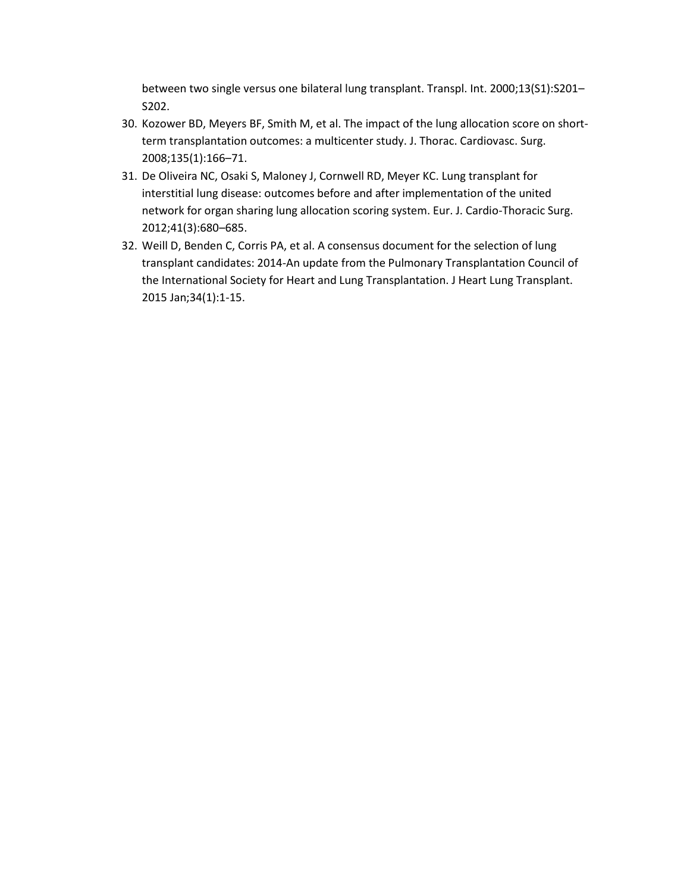between two single versus one bilateral lung transplant. Transpl. Int. 2000;13(S1):S201–S202.

30. Kozower BD, Meyers BF, Smith M, et al. The impact of the lung allocation score on short-term transplantation outcomes: a multicenter study. J. Thorac. Cardiovasc. Surg. 2008;135(1):166–71.
31. De Oliveira NC, Osaki S, Maloney J, Cornwell RD, Meyer KC. Lung transplant for interstitial lung disease: outcomes before and after implementation of the united network for organ sharing lung allocation scoring system. Eur. J. Cardio-Thoracic Surg. 2012;41(3):680–685.
32. Weill D, Benden C, Corris PA, et al. A consensus document for the selection of lung transplant candidates: 2014-An update from the Pulmonary Transplantation Council of the International Society for Heart and Lung Transplantation. J Heart Lung Transplant. 2015 Jan;34(1):1-15.